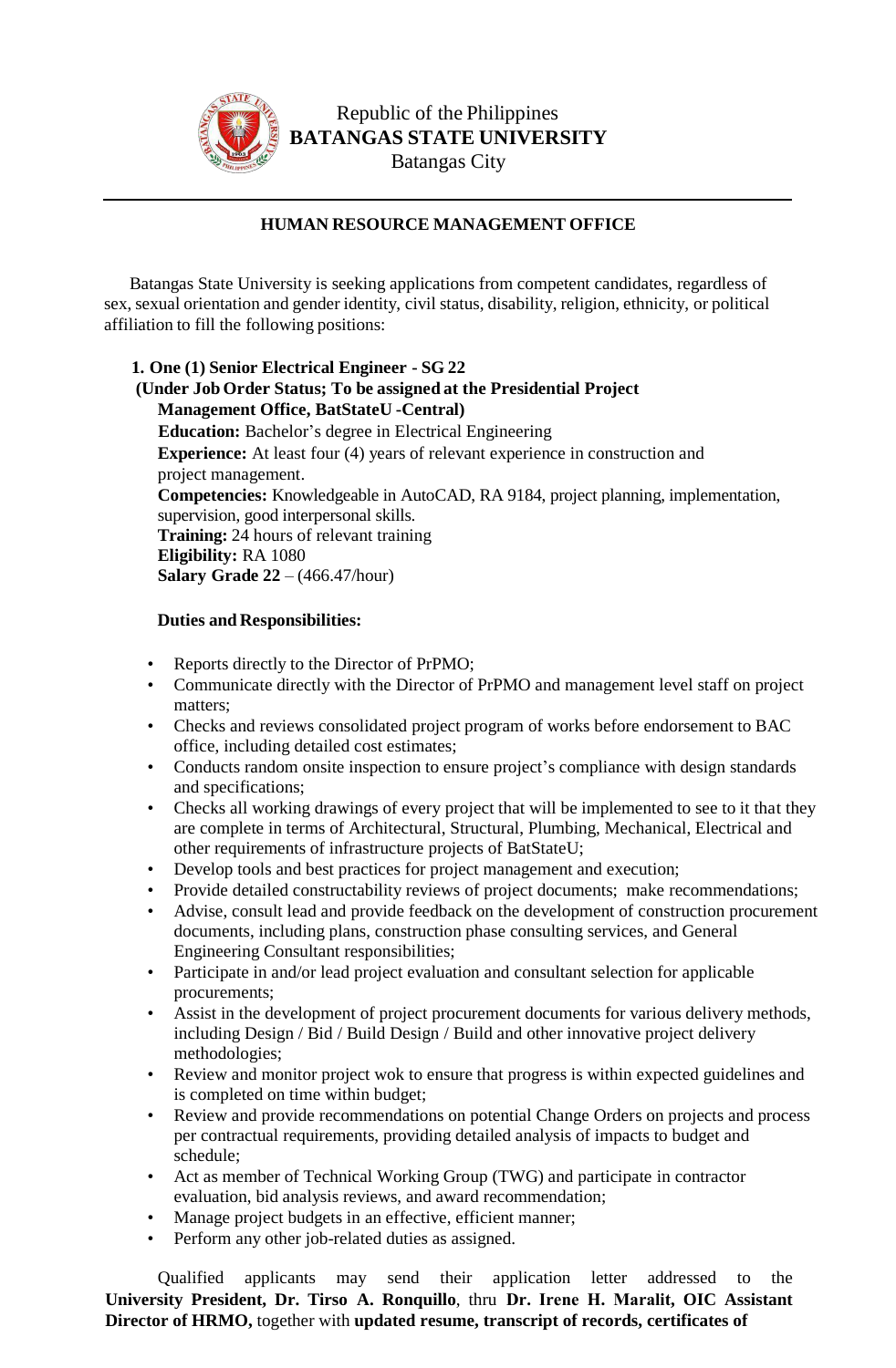Republic of the Philippines
**BATANGAS STATE UNIVERSITY**
Batangas City

**HUMAN RESOURCE MANAGEMENT OFFICE**

Batangas State University is seeking applications from competent candidates, regardless of sex, sexual orientation and gender identity, civil status, disability, religion, ethnicity, or political affiliation to fill the following positions:

**1. One (1) Senior Electrical Engineer - SG 22**
**(Under Job Order Status; To be assigned at the Presidential Project Management Office, BatStateU -Central)**

**Education:** Bachelor's degree in Electrical Engineering
**Experience:** At least four (4) years of relevant experience in construction and project management.
**Competencies:** Knowledgeable in AutoCAD, RA 9184, project planning, implementation, supervision, good interpersonal skills.
**Training:** 24 hours of relevant training
**Eligibility:** RA 1080
**Salary Grade 22** – (466.47/hour)

**Duties and Responsibilities:**

- Reports directly to the Director of PrPMO;
- Communicate directly with the Director of PrPMO and management level staff on project matters;
- Checks and reviews consolidated project program of works before endorsement to BAC office, including detailed cost estimates;
- Conducts random onsite inspection to ensure project's compliance with design standards and specifications;
- Checks all working drawings of every project that will be implemented to see to it that they are complete in terms of Architectural, Structural, Plumbing, Mechanical, Electrical and other requirements of infrastructure projects of BatStateU;
- Develop tools and best practices for project management and execution;
- Provide detailed constructability reviews of project documents; make recommendations;
- Advise, consult lead and provide feedback on the development of construction procurement documents, including plans, construction phase consulting services, and General Engineering Consultant responsibilities;
- Participate in and/or lead project evaluation and consultant selection for applicable procurements;
- Assist in the development of project procurement documents for various delivery methods, including Design / Bid / Build Design / Build and other innovative project delivery methodologies;
- Review and monitor project wok to ensure that progress is within expected guidelines and is completed on time within budget;
- Review and provide recommendations on potential Change Orders on projects and process per contractual requirements, providing detailed analysis of impacts to budget and schedule;
- Act as member of Technical Working Group (TWG) and participate in contractor evaluation, bid analysis reviews, and award recommendation;
- Manage project budgets in an effective, efficient manner;
- Perform any other job-related duties as assigned.

Qualified applicants may send their application letter addressed to the **University President, Dr. Tirso A. Ronquillo**, thru **Dr. Irene H. Maralit, OIC Assistant Director of HRMO,** together with **updated resume, transcript of records, certificates of**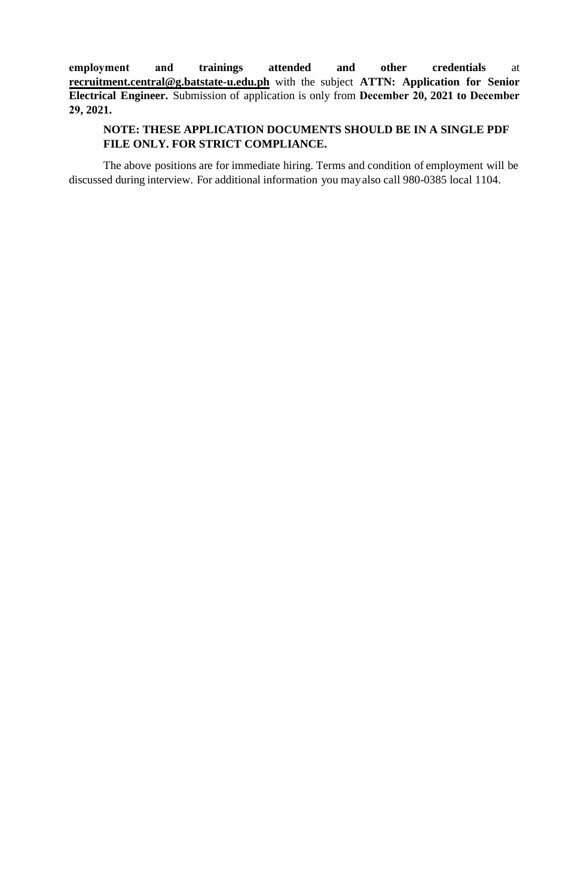**employment and trainings attended and other credentials** at **recruitment.central@g.batstate-u.edu.ph** with the subject **ATTN: Application for Senior Electrical Engineer.** Submission of application is only from **December 20, 2021 to December 29, 2021.**

**NOTE: THESE APPLICATION DOCUMENTS SHOULD BE IN A SINGLE PDF FILE ONLY. FOR STRICT COMPLIANCE.**

The above positions are for immediate hiring. Terms and condition of employment will be discussed during interview. For additional information you may also call 980-0385 local 1104.